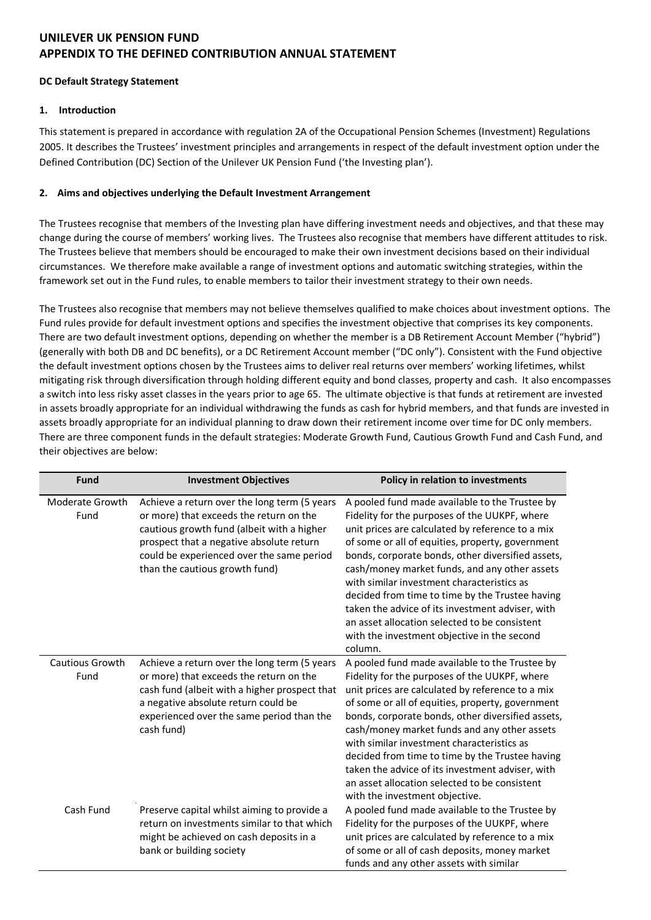# UNILEVER UK PENSION FUND
# APPENDIX TO THE DEFINED CONTRIBUTION ANNUAL STATEMENT

**DC Default Strategy Statement**

## 1. Introduction

This statement is prepared in accordance with regulation 2A of the Occupational Pension Schemes (Investment) Regulations 2005. It describes the Trustees' investment principles and arrangements in respect of the default investment option under the Defined Contribution (DC) Section of the Unilever UK Pension Fund ('the Investing plan').

## 2. Aims and objectives underlying the Default Investment Arrangement

The Trustees recognise that members of the Investing plan have differing investment needs and objectives, and that these may change during the course of members' working lives. The Trustees also recognise that members have different attitudes to risk. The Trustees believe that members should be encouraged to make their own investment decisions based on their individual circumstances. We therefore make available a range of investment options and automatic switching strategies, within the framework set out in the Fund rules, to enable members to tailor their investment strategy to their own needs.

The Trustees also recognise that members may not believe themselves qualified to make choices about investment options. The Fund rules provide for default investment options and specifies the investment objective that comprises its key components. There are two default investment options, depending on whether the member is a DB Retirement Account Member ("hybrid") (generally with both DB and DC benefits), or a DC Retirement Account member ("DC only"). Consistent with the Fund objective the default investment options chosen by the Trustees aims to deliver real returns over members' working lifetimes, whilst mitigating risk through diversification through holding different equity and bond classes, property and cash. It also encompasses a switch into less risky asset classes in the years prior to age 65. The ultimate objective is that funds at retirement are invested in assets broadly appropriate for an individual withdrawing the funds as cash for hybrid members, and that funds are invested in assets broadly appropriate for an individual planning to draw down their retirement income over time for DC only members. There are three component funds in the default strategies: Moderate Growth Fund, Cautious Growth Fund and Cash Fund, and their objectives are below:

| Fund | Investment Objectives | Policy in relation to investments |
|---|---|---|
| Moderate Growth Fund | Achieve a return over the long term (5 years or more) that exceeds the return on the cautious growth fund (albeit with a higher prospect that a negative absolute return could be experienced over the same period than the cautious growth fund) | A pooled fund made available to the Trustee by Fidelity for the purposes of the UUKPF, where unit prices are calculated by reference to a mix of some or all of equities, property, government bonds, corporate bonds, other diversified assets, cash/money market funds, and any other assets with similar investment characteristics as decided from time to time by the Trustee having taken the advice of its investment adviser, with an asset allocation selected to be consistent with the investment objective in the second column. |
| Cautious Growth Fund | Achieve a return over the long term (5 years or more) that exceeds the return on the cash fund (albeit with a higher prospect that a negative absolute return could be experienced over the same period than the cash fund) | A pooled fund made available to the Trustee by Fidelity for the purposes of the UUKPF, where unit prices are calculated by reference to a mix of some or all of equities, property, government bonds, corporate bonds, other diversified assets, cash/money market funds and any other assets with similar investment characteristics as decided from time to time by the Trustee having taken the advice of its investment adviser, with an asset allocation selected to be consistent with the investment objective. |
| Cash Fund | Preserve capital whilst aiming to provide a return on investments similar to that which might be achieved on cash deposits in a bank or building society | A pooled fund made available to the Trustee by Fidelity for the purposes of the UUKPF, where unit prices are calculated by reference to a mix of some or all of cash deposits, money market funds and any other assets with similar |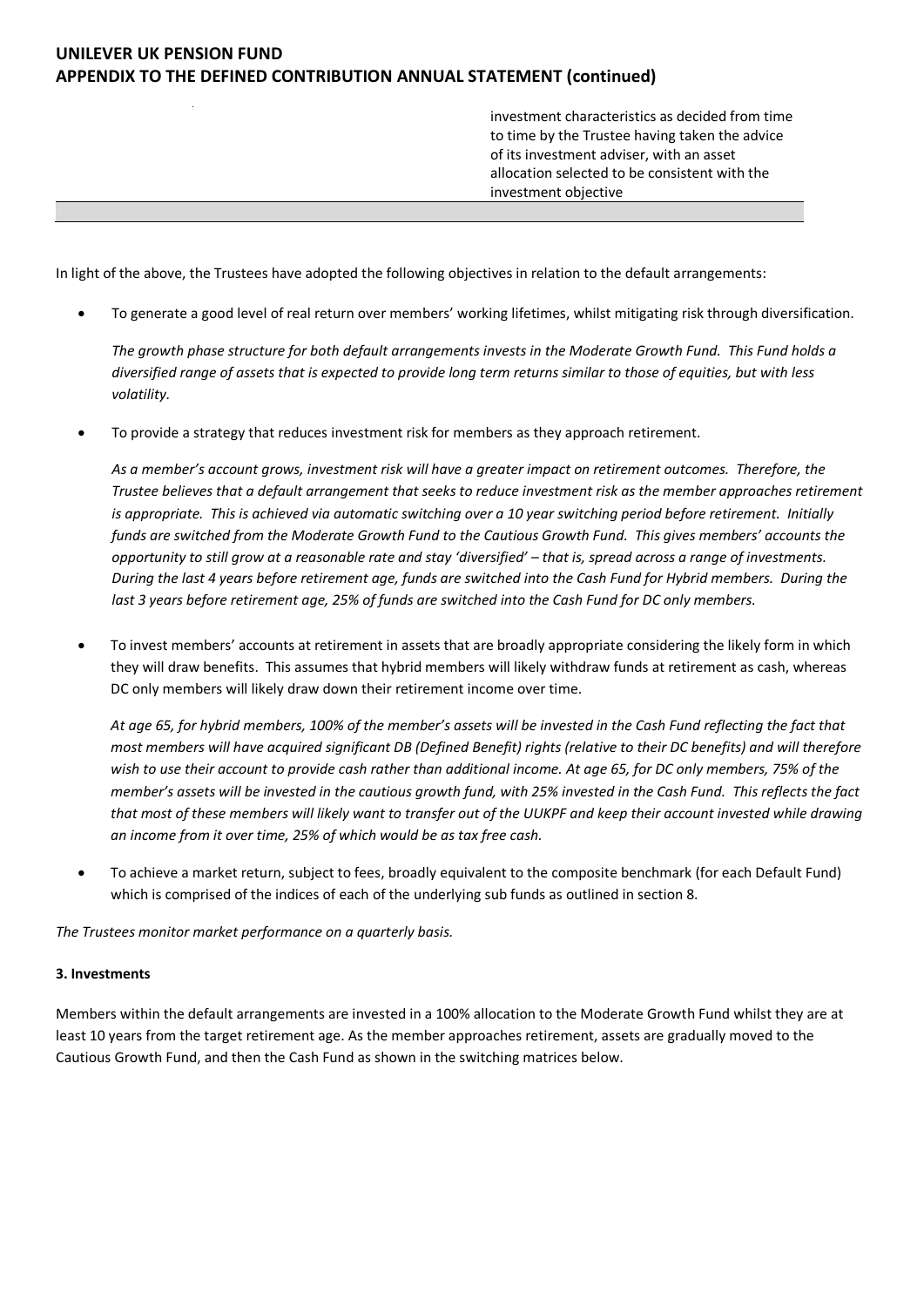| | |
|---|---|
| | investment characteristics as decided from time to time by the Trustee having taken the advice of its investment adviser, with an asset allocation selected to be consistent with the investment objective |
| | |

In light of the above, the Trustees have adopted the following objectives in relation to the default arrangements:

- To generate a good level of real return over members' working lifetimes, whilst mitigating risk through diversification.

  *The growth phase structure for both default arrangements invests in the Moderate Growth Fund. This Fund holds a diversified range of assets that is expected to provide long term returns similar to those of equities, but with less volatility.*

- To provide a strategy that reduces investment risk for members as they approach retirement.

  *As a member's account grows, investment risk will have a greater impact on retirement outcomes. Therefore, the Trustee believes that a default arrangement that seeks to reduce investment risk as the member approaches retirement is appropriate. This is achieved via automatic switching over a 10 year switching period before retirement. Initially funds are switched from the Moderate Growth Fund to the Cautious Growth Fund. This gives members' accounts the opportunity to still grow at a reasonable rate and stay 'diversified' – that is, spread across a range of investments. During the last 4 years before retirement age, funds are switched into the Cash Fund for Hybrid members. During the last 3 years before retirement age, 25% of funds are switched into the Cash Fund for DC only members.*

- To invest members' accounts at retirement in assets that are broadly appropriate considering the likely form in which they will draw benefits. This assumes that hybrid members will likely withdraw funds at retirement as cash, whereas DC only members will likely draw down their retirement income over time.

  *At age 65, for hybrid members, 100% of the member's assets will be invested in the Cash Fund reflecting the fact that most members will have acquired significant DB (Defined Benefit) rights (relative to their DC benefits) and will therefore wish to use their account to provide cash rather than additional income. At age 65, for DC only members, 75% of the member's assets will be invested in the cautious growth fund, with 25% invested in the Cash Fund. This reflects the fact that most of these members will likely want to transfer out of the UUKPF and keep their account invested while drawing an income from it over time, 25% of which would be as tax free cash.*

- To achieve a market return, subject to fees, broadly equivalent to the composite benchmark (for each Default Fund) which is comprised of the indices of each of the underlying sub funds as outlined in section 8.

*The Trustees monitor market performance on a quarterly basis.*

**3. Investments**

Members within the default arrangements are invested in a 100% allocation to the Moderate Growth Fund whilst they are at least 10 years from the target retirement age. As the member approaches retirement, assets are gradually moved to the Cautious Growth Fund, and then the Cash Fund as shown in the switching matrices below.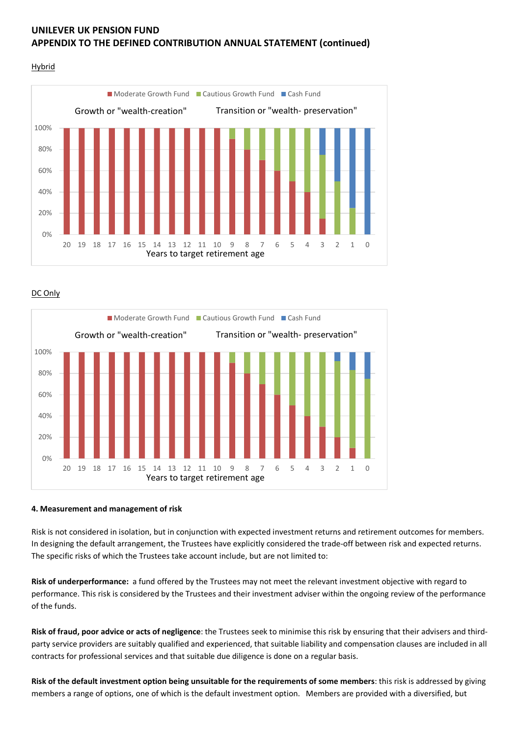## UNILEVER UK PENSION FUND
## APPENDIX TO THE DEFINED CONTRIBUTION ANNUAL STATEMENT (continued)

Hybrid

Moderate Growth Fund | Cautious Growth Fund | Cash Fund

Growth or "wealth-creation" | Transition or "wealth- preservation"

Years to target retirement age

DC Only

Moderate Growth Fund | Cautious Growth Fund | Cash Fund

Growth or "wealth-creation" | Transition or "wealth- preservation"

Years to target retirement age

**4. Measurement and management of risk**

Risk is not considered in isolation, but in conjunction with expected investment returns and retirement outcomes for members. In designing the default arrangement, the Trustees have explicitly considered the trade-off between risk and expected returns. The specific risks of which the Trustees take account include, but are not limited to:

**Risk of underperformance:** a fund offered by the Trustees may not meet the relevant investment objective with regard to performance. This risk is considered by the Trustees and their investment adviser within the ongoing review of the performance of the funds.

**Risk of fraud, poor advice or acts of negligence**: the Trustees seek to minimise this risk by ensuring that their advisers and third-party service providers are suitably qualified and experienced, that suitable liability and compensation clauses are included in all contracts for professional services and that suitable due diligence is done on a regular basis.

**Risk of the default investment option being unsuitable for the requirements of some members**: this risk is addressed by giving members a range of options, one of which is the default investment option. Members are provided with a diversified, but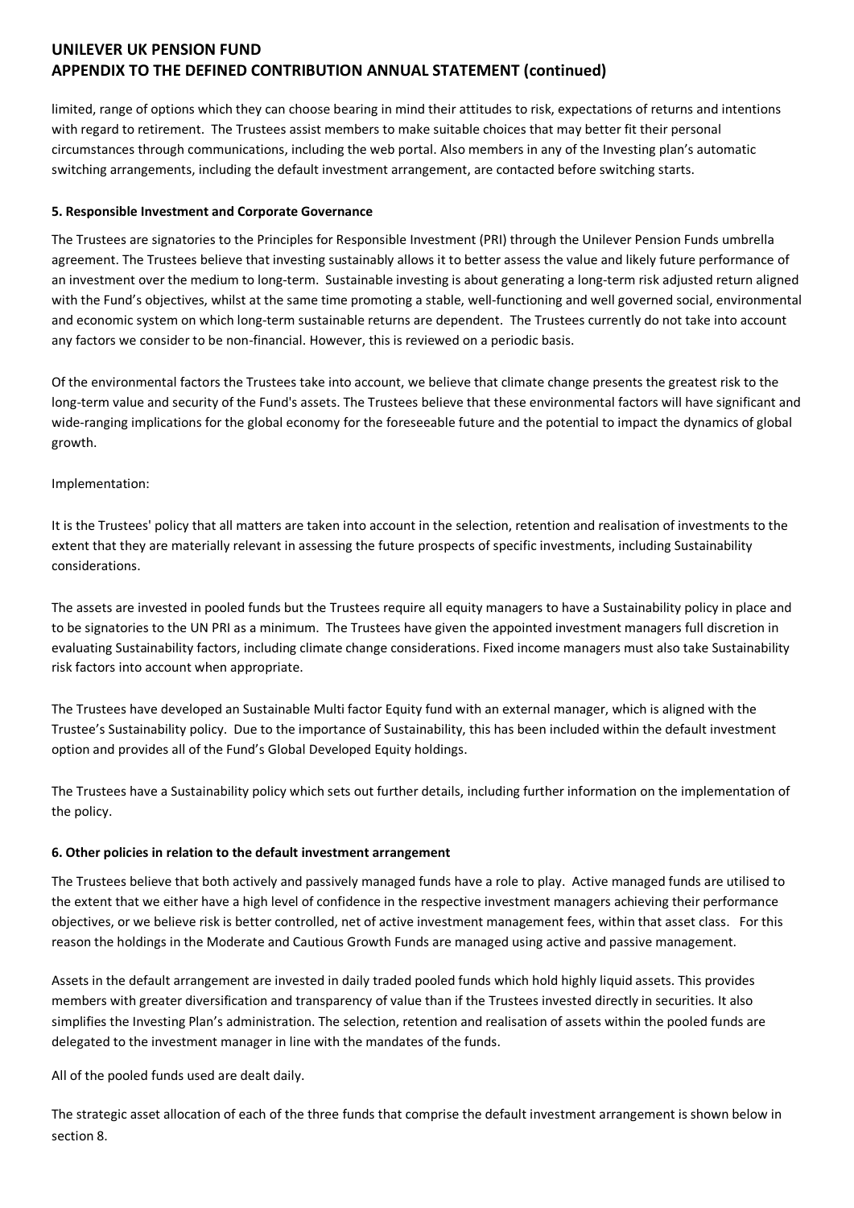limited, range of options which they can choose bearing in mind their attitudes to risk, expectations of returns and intentions with regard to retirement. The Trustees assist members to make suitable choices that may better fit their personal circumstances through communications, including the web portal. Also members in any of the Investing plan's automatic switching arrangements, including the default investment arrangement, are contacted before switching starts.

**5. Responsible Investment and Corporate Governance**

The Trustees are signatories to the Principles for Responsible Investment (PRI) through the Unilever Pension Funds umbrella agreement. The Trustees believe that investing sustainably allows it to better assess the value and likely future performance of an investment over the medium to long-term. Sustainable investing is about generating a long-term risk adjusted return aligned with the Fund's objectives, whilst at the same time promoting a stable, well-functioning and well governed social, environmental and economic system on which long-term sustainable returns are dependent. The Trustees currently do not take into account any factors we consider to be non-financial. However, this is reviewed on a periodic basis.

Of the environmental factors the Trustees take into account, we believe that climate change presents the greatest risk to the long-term value and security of the Fund's assets. The Trustees believe that these environmental factors will have significant and wide-ranging implications for the global economy for the foreseeable future and the potential to impact the dynamics of global growth.

Implementation:

It is the Trustees' policy that all matters are taken into account in the selection, retention and realisation of investments to the extent that they are materially relevant in assessing the future prospects of specific investments, including Sustainability considerations.

The assets are invested in pooled funds but the Trustees require all equity managers to have a Sustainability policy in place and to be signatories to the UN PRI as a minimum. The Trustees have given the appointed investment managers full discretion in evaluating Sustainability factors, including climate change considerations. Fixed income managers must also take Sustainability risk factors into account when appropriate.

The Trustees have developed an Sustainable Multi factor Equity fund with an external manager, which is aligned with the Trustee's Sustainability policy. Due to the importance of Sustainability, this has been included within the default investment option and provides all of the Fund's Global Developed Equity holdings.

The Trustees have a Sustainability policy which sets out further details, including further information on the implementation of the policy.

**6. Other policies in relation to the default investment arrangement**

The Trustees believe that both actively and passively managed funds have a role to play. Active managed funds are utilised to the extent that we either have a high level of confidence in the respective investment managers achieving their performance objectives, or we believe risk is better controlled, net of active investment management fees, within that asset class. For this reason the holdings in the Moderate and Cautious Growth Funds are managed using active and passive management.

Assets in the default arrangement are invested in daily traded pooled funds which hold highly liquid assets. This provides members with greater diversification and transparency of value than if the Trustees invested directly in securities. It also simplifies the Investing Plan's administration. The selection, retention and realisation of assets within the pooled funds are delegated to the investment manager in line with the mandates of the funds.

All of the pooled funds used are dealt daily.

The strategic asset allocation of each of the three funds that comprise the default investment arrangement is shown below in section 8.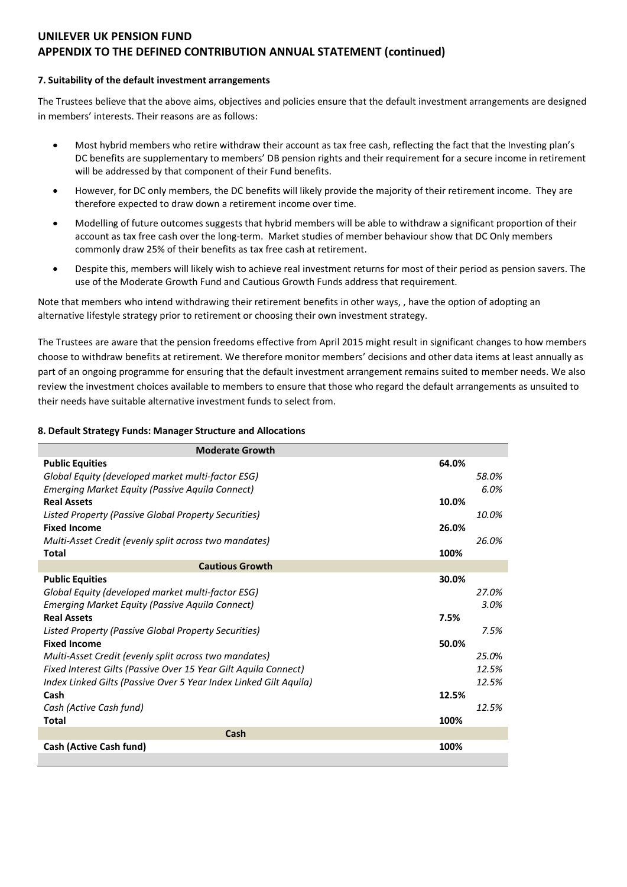## UNILEVER UK PENSION FUND
## APPENDIX TO THE DEFINED CONTRIBUTION ANNUAL STATEMENT (continued)

**7. Suitability of the default investment arrangements**

The Trustees believe that the above aims, objectives and policies ensure that the default investment arrangements are designed in members' interests. Their reasons are as follows:

- Most hybrid members who retire withdraw their account as tax free cash, reflecting the fact that the Investing plan's DC benefits are supplementary to members' DB pension rights and their requirement for a secure income in retirement will be addressed by that component of their Fund benefits.
- However, for DC only members, the DC benefits will likely provide the majority of their retirement income. They are therefore expected to draw down a retirement income over time.
- Modelling of future outcomes suggests that hybrid members will be able to withdraw a significant proportion of their account as tax free cash over the long-term. Market studies of member behaviour show that DC Only members commonly draw 25% of their benefits as tax free cash at retirement.
- Despite this, members will likely wish to achieve real investment returns for most of their period as pension savers. The use of the Moderate Growth Fund and Cautious Growth Funds address that requirement.

Note that members who intend withdrawing their retirement benefits in other ways, , have the option of adopting an alternative lifestyle strategy prior to retirement or choosing their own investment strategy.

The Trustees are aware that the pension freedoms effective from April 2015 might result in significant changes to how members choose to withdraw benefits at retirement. We therefore monitor members' decisions and other data items at least annually as part of an ongoing programme for ensuring that the default investment arrangement remains suited to member needs. We also review the investment choices available to members to ensure that those who regard the default arrangements as unsuited to their needs have suitable alternative investment funds to select from.

**8. Default Strategy Funds: Manager Structure and Allocations**

| | | |
|---|---|---|
| **Moderate Growth** | | |
| **Public Equities** | **64.0%** | |
| *Global Equity (developed market multi-factor ESG)* | | *58.0%* |
| *Emerging Market Equity (Passive Aquila Connect)* | | *6.0%* |
| **Real Assets** | **10.0%** | |
| *Listed Property (Passive Global Property Securities)* | | *10.0%* |
| **Fixed Income** | **26.0%** | |
| *Multi-Asset Credit (evenly split across two mandates)* | | *26.0%* |
| **Total** | **100%** | |
| **Cautious Growth** | | |
| **Public Equities** | **30.0%** | |
| *Global Equity (developed market multi-factor ESG)* | | *27.0%* |
| *Emerging Market Equity (Passive Aquila Connect)* | | *3.0%* |
| **Real Assets** | **7.5%** | |
| *Listed Property (Passive Global Property Securities)* | | *7.5%* |
| **Fixed Income** | **50.0%** | |
| *Multi-Asset Credit (evenly split across two mandates)* | | *25.0%* |
| *Fixed Interest Gilts (Passive Over 15 Year Gilt Aquila Connect)* | | *12.5%* |
| *Index Linked Gilts (Passive Over 5 Year Index Linked Gilt Aquila)* | | *12.5%* |
| **Cash** | **12.5%** | |
| *Cash (Active Cash fund)* | | *12.5%* |
| **Total** | **100%** | |
| **Cash** | | |
| **Cash (Active Cash fund)** | **100%** | |